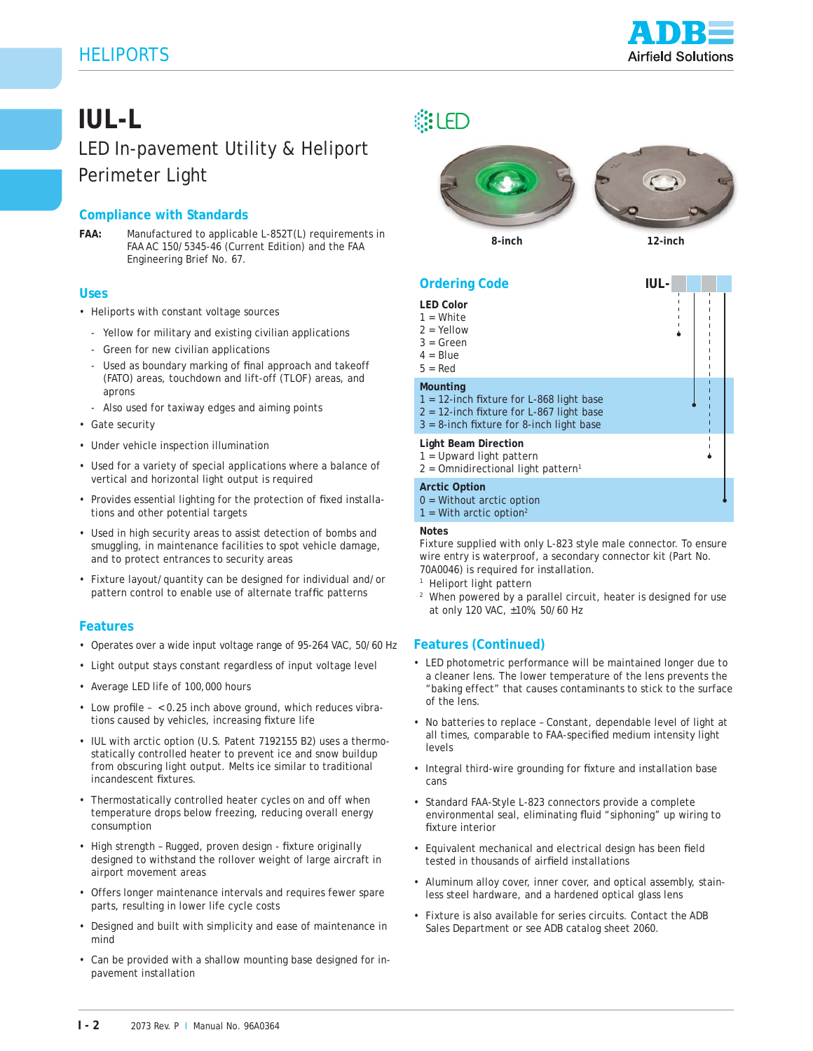# IUL-L

## LED In-pavement Utility & Heliport Perimeter Light

### Compliance with Standards

**FAA:** Manufactured to applicable L-852T(L) requirements in FAA AC 150/5345-46 (Current Edition) and the FAA Engineering Brief No. 67.

### Uses

- Heliports with constant voltage sources
  - Yellow for military and existing civilian applications
  - Green for new civilian applications
  - Used as boundary marking of final approach and takeoff (FATO) areas, touchdown and lift-off (TLOF) areas, and aprons
  - Also used for taxiway edges and aiming points
- Gate security
- Under vehicle inspection illumination
- Used for a variety of special applications where a balance of vertical and horizontal light output is required
- Provides essential lighting for the protection of fixed installations and other potential targets
- Used in high security areas to assist detection of bombs and smuggling, in maintenance facilities to spot vehicle damage, and to protect entrances to security areas
- Fixture layout/quantity can be designed for individual and/or pattern control to enable use of alternate traffic patterns

### Features

- Operates over a wide input voltage range of 95-264 VAC, 50/60 Hz
- Light output stays constant regardless of input voltage level
- Average LED life of 100,000 hours
- Low profile – < 0.25 inch above ground, which reduces vibrations caused by vehicles, increasing fixture life
- IUL with arctic option (U.S. Patent 7192155 B2) uses a thermostatically controlled heater to prevent ice and snow buildup from obscuring light output. Melts ice similar to traditional incandescent fixtures.
- Thermostatically controlled heater cycles on and off when temperature drops below freezing, reducing overall energy consumption
- High strength – Rugged, proven design - fixture originally designed to withstand the rollover weight of large aircraft in airport movement areas
- Offers longer maintenance intervals and requires fewer spare parts, resulting in lower life cycle costs
- Designed and built with simplicity and ease of maintenance in mind
- Can be provided with a shallow mounting base designed for in-pavement installation

LED

8-inch

12-inch

### Ordering Code

IUL-

**LED Color**
1 = White
2 = Yellow
3 = Green
4 = Blue
5 = Red

**Mounting**
1 = 12-inch fixture for L-868 light base
2 = 12-inch fixture for L-867 light base
3 = 8-inch fixture for 8-inch light base

**Light Beam Direction**
1 = Upward light pattern
2 = Omnidirectional light pattern[1]

**Arctic Option**
0 = Without arctic option
1 = With arctic option[2]

**Notes**

Fixture supplied with only L-823 style male connector. To ensure wire entry is waterproof, a secondary connector kit (Part No. 70A0046) is required for installation.

[1] Heliport light pattern

[2] When powered by a parallel circuit, heater is designed for use at only 120 VAC, ±10%, 50/60 Hz

### Features (Continued)

- LED photometric performance will be maintained longer due to a cleaner lens. The lower temperature of the lens prevents the "baking effect" that causes contaminants to stick to the surface of the lens.
- No batteries to replace – Constant, dependable level of light at all times, comparable to FAA-specified medium intensity light levels
- Integral third-wire grounding for fixture and installation base cans
- Standard FAA-Style L-823 connectors provide a complete environmental seal, eliminating fluid "siphoning" up wiring to fixture interior
- Equivalent mechanical and electrical design has been field tested in thousands of airfield installations
- Aluminum alloy cover, inner cover, and optical assembly, stainless steel hardware, and a hardened optical glass lens
- Fixture is also available for series circuits. Contact the ADB Sales Department or see ADB catalog sheet 2060.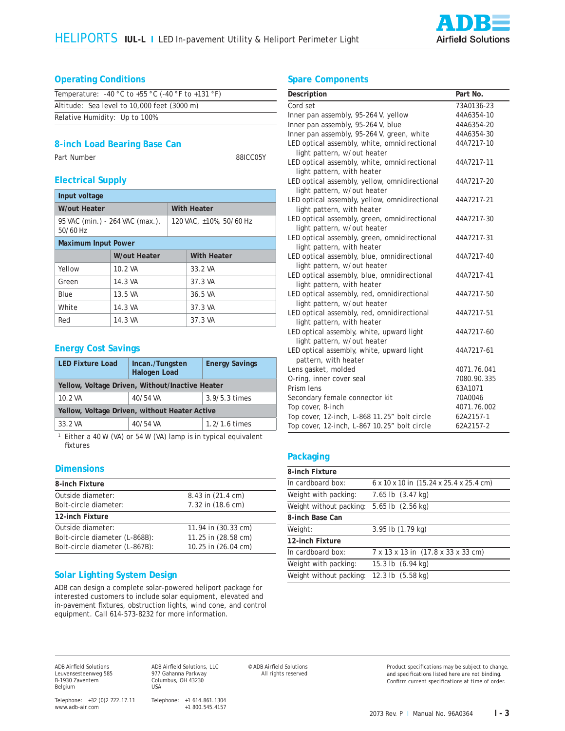## Operating Conditions

| | |
|---|---|
| Temperature: -40 °C to +55 °C (-40 °F to +131 °F) | |
| Altitude: Sea level to 10,000 feet (3000 m) | |
| Relative Humidity: Up to 100% | |

## 8-inch Load Bearing Base Can

| | |
|---|---|
| Part Number | 88ICC05Y |

## Electrical Supply

| Input voltage | | |
|---|---|---|
| **W/out Heater** | **With Heater** | |
| 95 VAC (min.) - 264 VAC (max.), 50/60 Hz | 120 VAC, ±10%, 50/60 Hz | |
| **Maximum Input Power** | | |
| | **W/out Heater** | **With Heater** |
| Yellow | 10.2 VA | 33.2 VA |
| Green | 14.3 VA | 37.3 VA |
| Blue | 13.5 VA | 36.5 VA |
| White | 14.3 VA | 37.3 VA |
| Red | 14.3 VA | 37.3 VA |

## Energy Cost Savings

| LED Fixture Load | Incan./Tungsten Halogen Load | Energy Savings |
|---|---|---|
| **Yellow, Voltage Driven, Without/Inactive Heater** | | |
| 10.2 VA | 40/54 VA | 3.9/5.3 times |
| **Yellow, Voltage Driven, without Heater Active** | | |
| 33.2 VA | 40/54 VA | 1.2/1.6 times |

[1] Either a 40 W (VA) or 54 W (VA) lamp is in typical equivalent fixtures

## Dimensions

| **8-inch Fixture** | |
|---|---|
| Outside diameter: | 8.43 in (21.4 cm) |
| Bolt-circle diameter: | 7.32 in (18.6 cm) |
| **12-inch Fixture** | |
| Outside diameter: | 11.94 in (30.33 cm) |
| Bolt-circle diameter (L-868B): | 11.25 in (28.58 cm) |
| Bolt-circle diameter (L-867B): | 10.25 in (26.04 cm) |

## Solar Lighting System Design

ADB can design a complete solar-powered heliport package for interested customers to include solar equipment, elevated and in-pavement fixtures, obstruction lights, wind cone, and control equipment. Call 614-573-8232 for more information.

## Spare Components

| Description | Part No. |
|---|---|
| Cord set | 73A0136-23 |
| Inner pan assembly, 95-264 V, yellow | 44A6354-10 |
| Inner pan assembly, 95-264 V, blue | 44A6354-20 |
| Inner pan assembly, 95-264 V, green, white | 44A6354-30 |
| LED optical assembly, white, omnidirectional light pattern, w/out heater | 44A7217-10 |
| LED optical assembly, white, omnidirectional light pattern, with heater | 44A7217-11 |
| LED optical assembly, yellow, omnidirectional light pattern, w/out heater | 44A7217-20 |
| LED optical assembly, yellow, omnidirectional light pattern, with heater | 44A7217-21 |
| LED optical assembly, green, omnidirectional light pattern, w/out heater | 44A7217-30 |
| LED optical assembly, green, omnidirectional light pattern, with heater | 44A7217-31 |
| LED optical assembly, blue, omnidirectional light pattern, w/out heater | 44A7217-40 |
| LED optical assembly, blue, omnidirectional light pattern, with heater | 44A7217-41 |
| LED optical assembly, red, omnidirectional light pattern, w/out heater | 44A7217-50 |
| LED optical assembly, red, omnidirectional light pattern, with heater | 44A7217-51 |
| LED optical assembly, white, upward light light pattern, w/out heater | 44A7217-60 |
| LED optical assembly, white, upward light pattern, with heater | 44A7217-61 |
| Lens gasket, molded | 4071.76.041 |
| O-ring, inner cover seal | 7080.90.335 |
| Prism lens | 63A1071 |
| Secondary female connector kit | 70A0046 |
| Top cover, 8-inch | 4071.76.002 |
| Top cover, 12-inch, L-868 11.25" bolt circle | 62A2157-1 |
| Top cover, 12-inch, L-867 10.25" bolt circle | 62A2157-2 |

## Packaging

| **8-inch Fixture** | |
|---|---|
| In cardboard box: | 6 x 10 x 10 in (15.24 x 25.4 x 25.4 cm) |
| Weight with packing: | 7.65 lb (3.47 kg) |
| Weight without packing: | 5.65 lb (2.56 kg) |
| **8-inch Base Can** | |
| Weight: | 3.95 lb (1.79 kg) |
| **12-inch Fixture** | |
| In cardboard box: | 7 x 13 x 13 in (17.8 x 33 x 33 cm) |
| Weight with packing: | 15.3 lb (6.94 kg) |
| Weight without packing: | 12.3 lb (5.58 kg) |

ADB Airfield Solutions
Leuvensesteenweg 585
B-1930 Zaventem
Belgium

Telephone: +32 (0)2 722.17.11
www.adb-air.com

ADB Airfield Solutions, LLC
977 Gahanna Parkway
Columbus, OH 43230
USA

Telephone: +1 614.861.1304
+1 800.545.4157

© ADB Airfield Solutions
All rights reserved

Product specifications may be subject to change, and specifications listed here are not binding. Confirm current specifications at time of order.

2073 Rev. P | Manual No. 96A0364